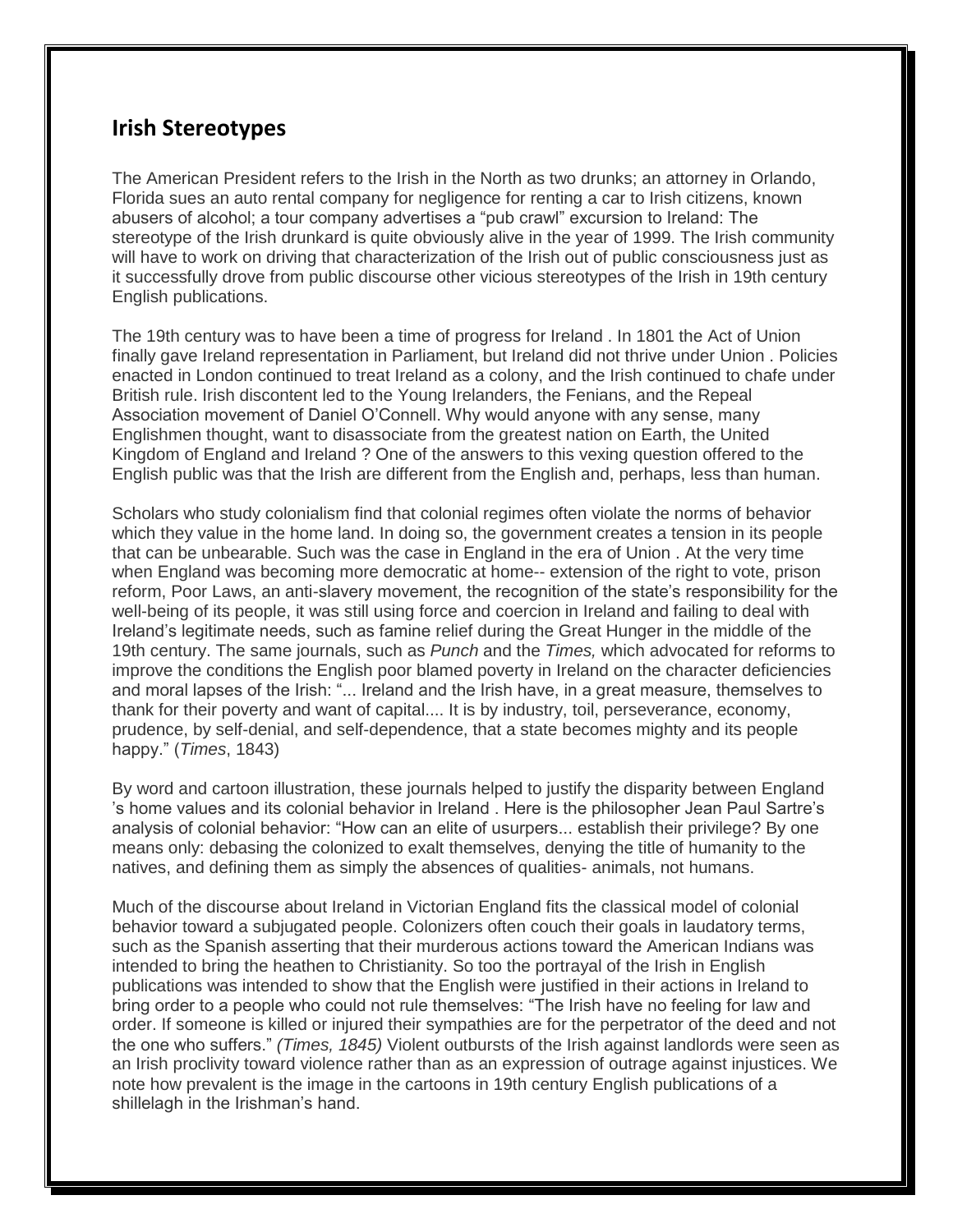## Irish Stereotypes

The American President refers to the Irish in the North as two drunks; an attorney in Orlando, Florida sues an auto rental company for negligence for renting a car to Irish citizens, known abusers of alcohol; a tour company advertises a "pub crawl" excursion to Ireland: The stereotype of the Irish drunkard is quite obviously alive in the year of 1999. The Irish community will have to work on driving that characterization of the Irish out of public consciousness just as it successfully drove from public discourse other vicious stereotypes of the Irish in 19th century English publications.

The 19th century was to have been a time of progress for Ireland . In 1801 the Act of Union finally gave Ireland representation in Parliament, but Ireland did not thrive under Union . Policies enacted in London continued to treat Ireland as a colony, and the Irish continued to chafe under British rule. Irish discontent led to the Young Irelanders, the Fenians, and the Repeal Association movement of Daniel O'Connell. Why would anyone with any sense, many Englishmen thought, want to disassociate from the greatest nation on Earth, the United Kingdom of England and Ireland ? One of the answers to this vexing question offered to the English public was that the Irish are different from the English and, perhaps, less than human.

Scholars who study colonialism find that colonial regimes often violate the norms of behavior which they value in the home land. In doing so, the government creates a tension in its people that can be unbearable. Such was the case in England in the era of Union . At the very time when England was becoming more democratic at home-- extension of the right to vote, prison reform, Poor Laws, an anti-slavery movement, the recognition of the state's responsibility for the well-being of its people, it was still using force and coercion in Ireland and failing to deal with Ireland's legitimate needs, such as famine relief during the Great Hunger in the middle of the 19th century. The same journals, such as *Punch* and the *Times,* which advocated for reforms to improve the conditions the English poor blamed poverty in Ireland on the character deficiencies and moral lapses of the Irish: "... Ireland and the Irish have, in a great measure, themselves to thank for their poverty and want of capital.... It is by industry, toil, perseverance, economy, prudence, by self-denial, and self-dependence, that a state becomes mighty and its people happy." (*Times*, 1843)

By word and cartoon illustration, these journals helped to justify the disparity between England 's home values and its colonial behavior in Ireland . Here is the philosopher Jean Paul Sartre's analysis of colonial behavior: "How can an elite of usurpers... establish their privilege? By one means only: debasing the colonized to exalt themselves, denying the title of humanity to the natives, and defining them as simply the absences of qualities- animals, not humans.

Much of the discourse about Ireland in Victorian England fits the classical model of colonial behavior toward a subjugated people. Colonizers often couch their goals in laudatory terms, such as the Spanish asserting that their murderous actions toward the American Indians was intended to bring the heathen to Christianity. So too the portrayal of the Irish in English publications was intended to show that the English were justified in their actions in Ireland to bring order to a people who could not rule themselves: "The Irish have no feeling for law and order. If someone is killed or injured their sympathies are for the perpetrator of the deed and not the one who suffers." *(Times, 1845)* Violent outbursts of the Irish against landlords were seen as an Irish proclivity toward violence rather than as an expression of outrage against injustices. We note how prevalent is the image in the cartoons in 19th century English publications of a shillelagh in the Irishman's hand.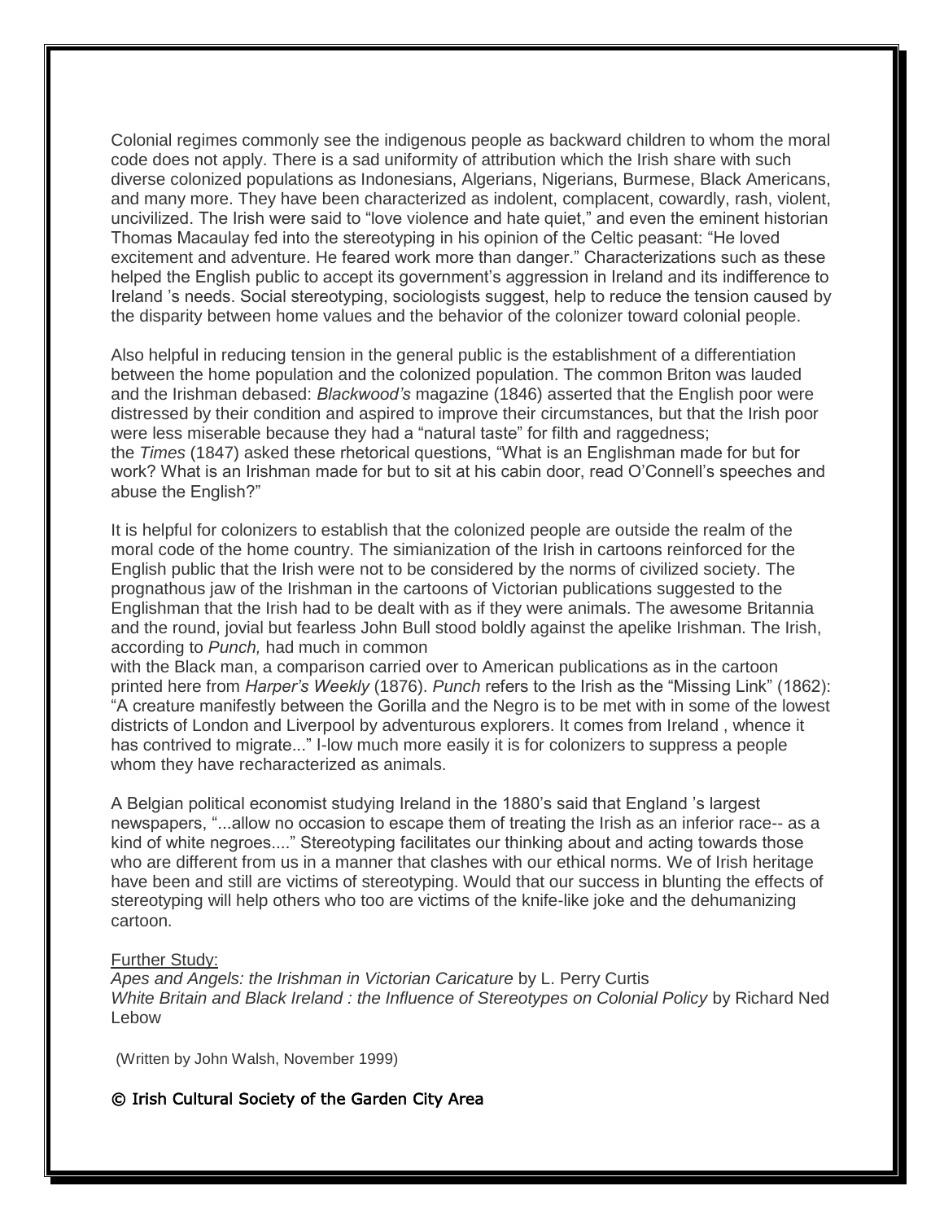Colonial regimes commonly see the indigenous people as backward children to whom the moral code does not apply. There is a sad uniformity of attribution which the Irish share with such diverse colonized populations as Indonesians, Algerians, Nigerians, Burmese, Black Americans, and many more. They have been characterized as indolent, complacent, cowardly, rash, violent, uncivilized. The Irish were said to "love violence and hate quiet," and even the eminent historian Thomas Macaulay fed into the stereotyping in his opinion of the Celtic peasant: "He loved excitement and adventure. He feared work more than danger." Characterizations such as these helped the English public to accept its government's aggression in Ireland and its indifference to Ireland 's needs. Social stereotyping, sociologists suggest, help to reduce the tension caused by the disparity between home values and the behavior of the colonizer toward colonial people.

Also helpful in reducing tension in the general public is the establishment of a differentiation between the home population and the colonized population. The common Briton was lauded and the Irishman debased: *Blackwood's* magazine (1846) asserted that the English poor were distressed by their condition and aspired to improve their circumstances, but that the Irish poor were less miserable because they had a "natural taste" for filth and raggedness; the *Times* (1847) asked these rhetorical questions, "What is an Englishman made for but for work? What is an Irishman made for but to sit at his cabin door, read O'Connell's speeches and abuse the English?"

It is helpful for colonizers to establish that the colonized people are outside the realm of the moral code of the home country. The simianization of the Irish in cartoons reinforced for the English public that the Irish were not to be considered by the norms of civilized society. The prognathous jaw of the Irishman in the cartoons of Victorian publications suggested to the Englishman that the Irish had to be dealt with as if they were animals. The awesome Britannia and the round, jovial but fearless John Bull stood boldly against the apelike Irishman. The Irish, according to *Punch,* had much in common with the Black man, a comparison carried over to American publications as in the cartoon printed here from *Harper's Weekly* (1876). *Punch* refers to the Irish as the "Missing Link" (1862): "A creature manifestly between the Gorilla and the Negro is to be met with in some of the lowest districts of London and Liverpool by adventurous explorers. It comes from Ireland , whence it has contrived to migrate..." I-low much more easily it is for colonizers to suppress a people whom they have recharacterized as animals.

A Belgian political economist studying Ireland in the 1880's said that England 's largest newspapers, "...allow no occasion to escape them of treating the Irish as an inferior race-- as a kind of white negroes...." Stereotyping facilitates our thinking about and acting towards those who are different from us in a manner that clashes with our ethical norms. We of Irish heritage have been and still are victims of stereotyping. Would that our success in blunting the effects of stereotyping will help others who too are victims of the knife-like joke and the dehumanizing cartoon.

Further Study:

*Apes and Angels: the Irishman in Victorian Caricature* by L. Perry Curtis
*White Britain and Black Ireland : the Influence of Stereotypes on Colonial Policy* by Richard Ned Lebow

(Written by John Walsh, November 1999)

© Irish Cultural Society of the Garden City Area